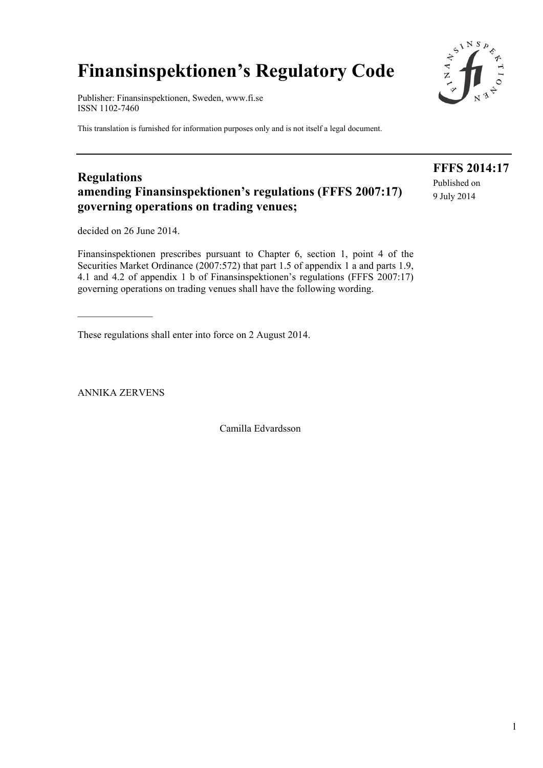# Finansinspektionen's Regulatory Code

Publisher: Finansinspektionen, Sweden, www.fi.se
ISSN 1102-7460

This translation is furnished for information purposes only and is not itself a legal document.

---

**FFFS 2014:17**
Published on
9 July 2014

## Regulations amending Finansinspektionen's regulations (FFFS 2007:17) governing operations on trading venues;

decided on 26 June 2014.

Finansinspektionen prescribes pursuant to Chapter 6, section 1, point 4 of the Securities Market Ordinance (2007:572) that part 1.5 of appendix 1 a and parts 1.9, 4.1 and 4.2 of appendix 1 b of Finansinspektionen's regulations (FFFS 2007:17) governing operations on trading venues shall have the following wording.

_______________

These regulations shall enter into force on 2 August 2014.

ANNIKA ZERVENS

Camilla Edvardsson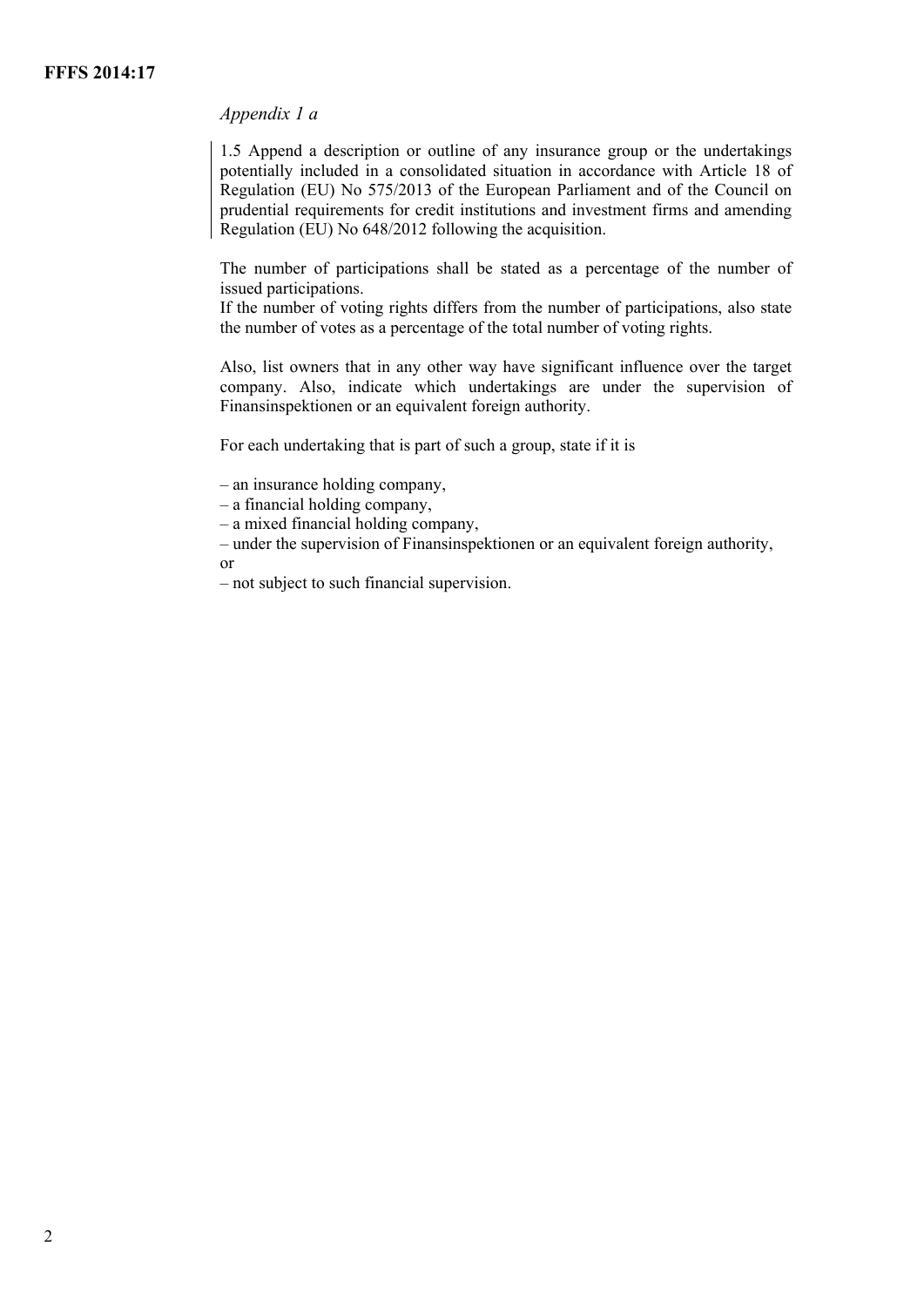*Appendix 1 a*

1.5 Append a description or outline of any insurance group or the undertakings potentially included in a consolidated situation in accordance with Article 18 of Regulation (EU) No 575/2013 of the European Parliament and of the Council on prudential requirements for credit institutions and investment firms and amending Regulation (EU) No 648/2012 following the acquisition.

The number of participations shall be stated as a percentage of the number of issued participations.
If the number of voting rights differs from the number of participations, also state the number of votes as a percentage of the total number of voting rights.

Also, list owners that in any other way have significant influence over the target company. Also, indicate which undertakings are under the supervision of Finansinspektionen or an equivalent foreign authority.

For each undertaking that is part of such a group, state if it is

– an insurance holding company,
– a financial holding company,
– a mixed financial holding company,
– under the supervision of Finansinspektionen or an equivalent foreign authority, or
– not subject to such financial supervision.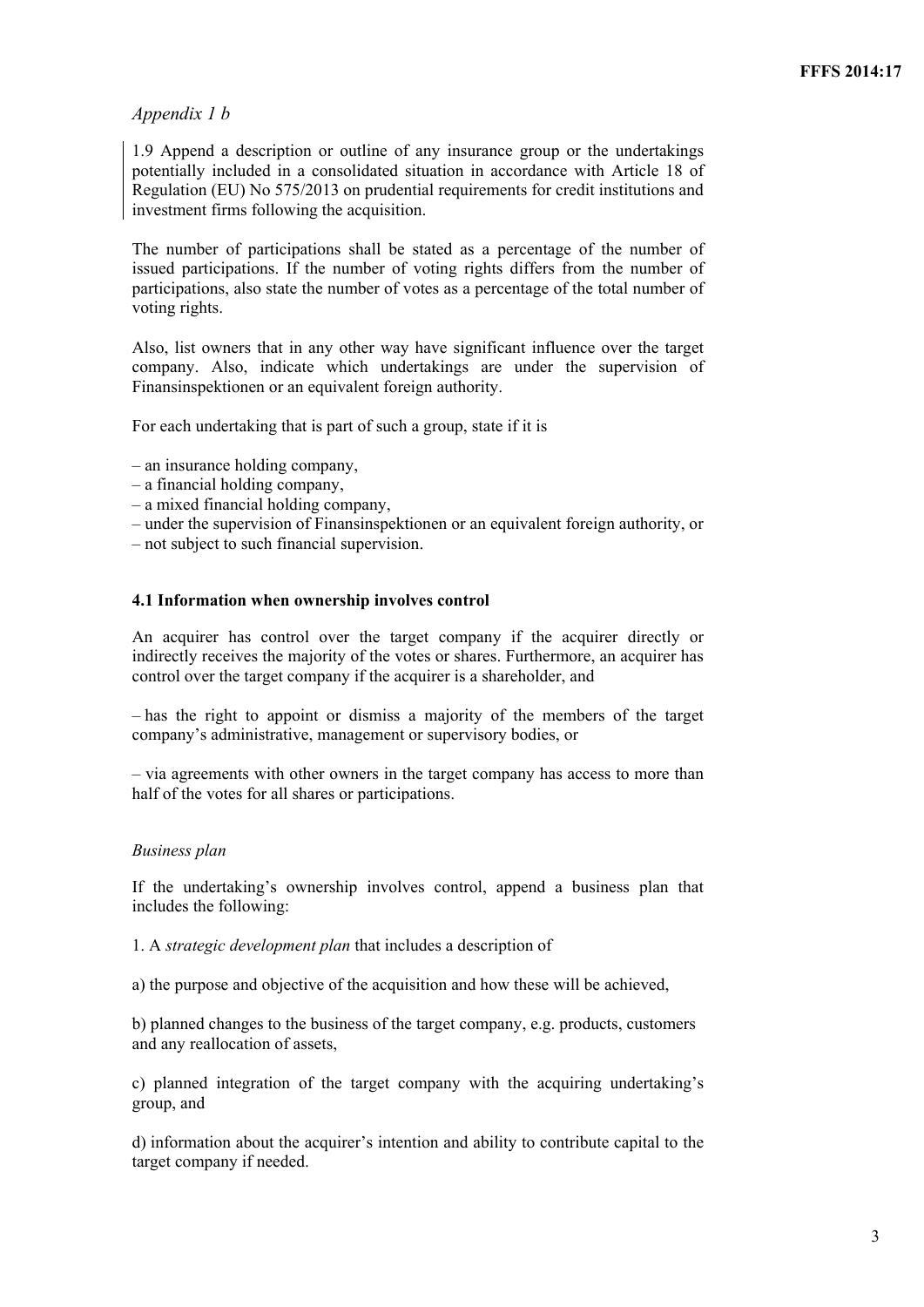*Appendix 1 b*

1.9 Append a description or outline of any insurance group or the undertakings potentially included in a consolidated situation in accordance with Article 18 of Regulation (EU) No 575/2013 on prudential requirements for credit institutions and investment firms following the acquisition.

The number of participations shall be stated as a percentage of the number of issued participations. If the number of voting rights differs from the number of participations, also state the number of votes as a percentage of the total number of voting rights.

Also, list owners that in any other way have significant influence over the target company. Also, indicate which undertakings are under the supervision of Finansinspektionen or an equivalent foreign authority.

For each undertaking that is part of such a group, state if it is

– an insurance holding company,
– a financial holding company,
– a mixed financial holding company,
– under the supervision of Finansinspektionen or an equivalent foreign authority, or
– not subject to such financial supervision.

**4.1 Information when ownership involves control**

An acquirer has control over the target company if the acquirer directly or indirectly receives the majority of the votes or shares. Furthermore, an acquirer has control over the target company if the acquirer is a shareholder, and

– has the right to appoint or dismiss a majority of the members of the target company's administrative, management or supervisory bodies, or

– via agreements with other owners in the target company has access to more than half of the votes for all shares or participations.

*Business plan*

If the undertaking's ownership involves control, append a business plan that includes the following:

1. A *strategic development plan* that includes a description of

a) the purpose and objective of the acquisition and how these will be achieved,

b) planned changes to the business of the target company, e.g. products, customers and any reallocation of assets,

c) planned integration of the target company with the acquiring undertaking's group, and

d) information about the acquirer's intention and ability to contribute capital to the target company if needed.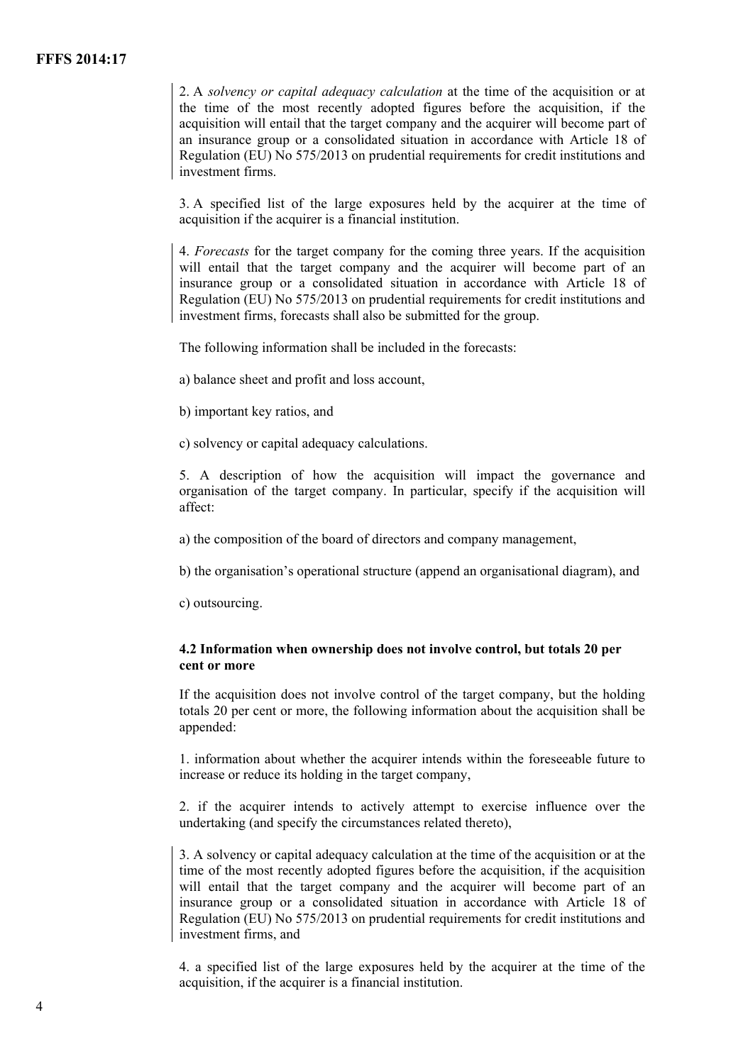2. A *solvency or capital adequacy calculation* at the time of the acquisition or at the time of the most recently adopted figures before the acquisition, if the acquisition will entail that the target company and the acquirer will become part of an insurance group or a consolidated situation in accordance with Article 18 of Regulation (EU) No 575/2013 on prudential requirements for credit institutions and investment firms.

3. A specified list of the large exposures held by the acquirer at the time of acquisition if the acquirer is a financial institution.

4. *Forecasts* for the target company for the coming three years. If the acquisition will entail that the target company and the acquirer will become part of an insurance group or a consolidated situation in accordance with Article 18 of Regulation (EU) No 575/2013 on prudential requirements for credit institutions and investment firms, forecasts shall also be submitted for the group.

The following information shall be included in the forecasts:

a) balance sheet and profit and loss account,

b) important key ratios, and

c) solvency or capital adequacy calculations.

5. A description of how the acquisition will impact the governance and organisation of the target company. In particular, specify if the acquisition will affect:

a) the composition of the board of directors and company management,

b) the organisation's operational structure (append an organisational diagram), and

c) outsourcing.

**4.2 Information when ownership does not involve control, but totals 20 per cent or more**

If the acquisition does not involve control of the target company, but the holding totals 20 per cent or more, the following information about the acquisition shall be appended:

1. information about whether the acquirer intends within the foreseeable future to increase or reduce its holding in the target company,

2. if the acquirer intends to actively attempt to exercise influence over the undertaking (and specify the circumstances related thereto),

3. A solvency or capital adequacy calculation at the time of the acquisition or at the time of the most recently adopted figures before the acquisition, if the acquisition will entail that the target company and the acquirer will become part of an insurance group or a consolidated situation in accordance with Article 18 of Regulation (EU) No 575/2013 on prudential requirements for credit institutions and investment firms, and

4. a specified list of the large exposures held by the acquirer at the time of the acquisition, if the acquirer is a financial institution.